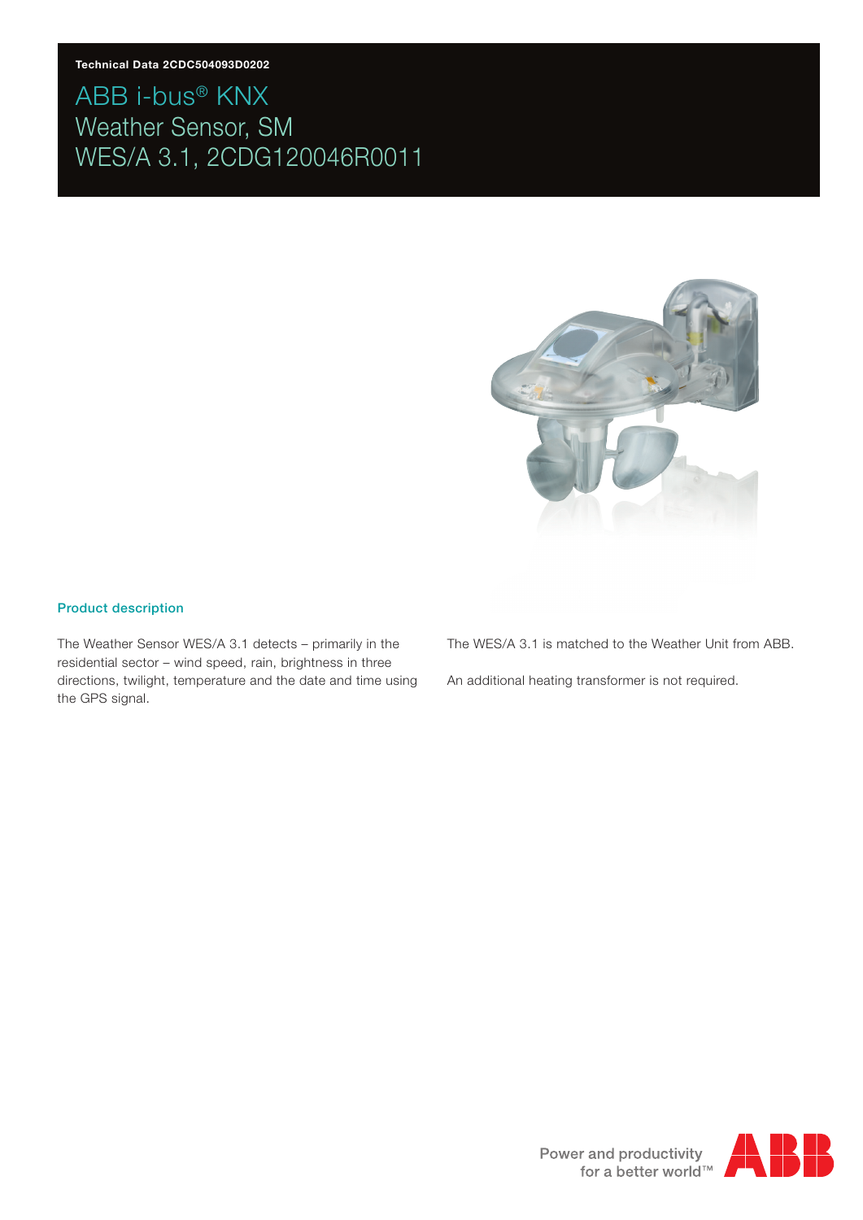Technical Data 2CDC504093D0202

# ABB i-bus® KNX
# Weather Sensor, SM
# WES/A 3.1, 2CDG120046R0011

## Product description

The Weather Sensor WES/A 3.1 detects – primarily in the residential sector – wind speed, rain, brightness in three directions, twilight, temperature and the date and time using the GPS signal.

The WES/A 3.1 is matched to the Weather Unit from ABB.

An additional heating transformer is not required.

Power and productivity for a better world™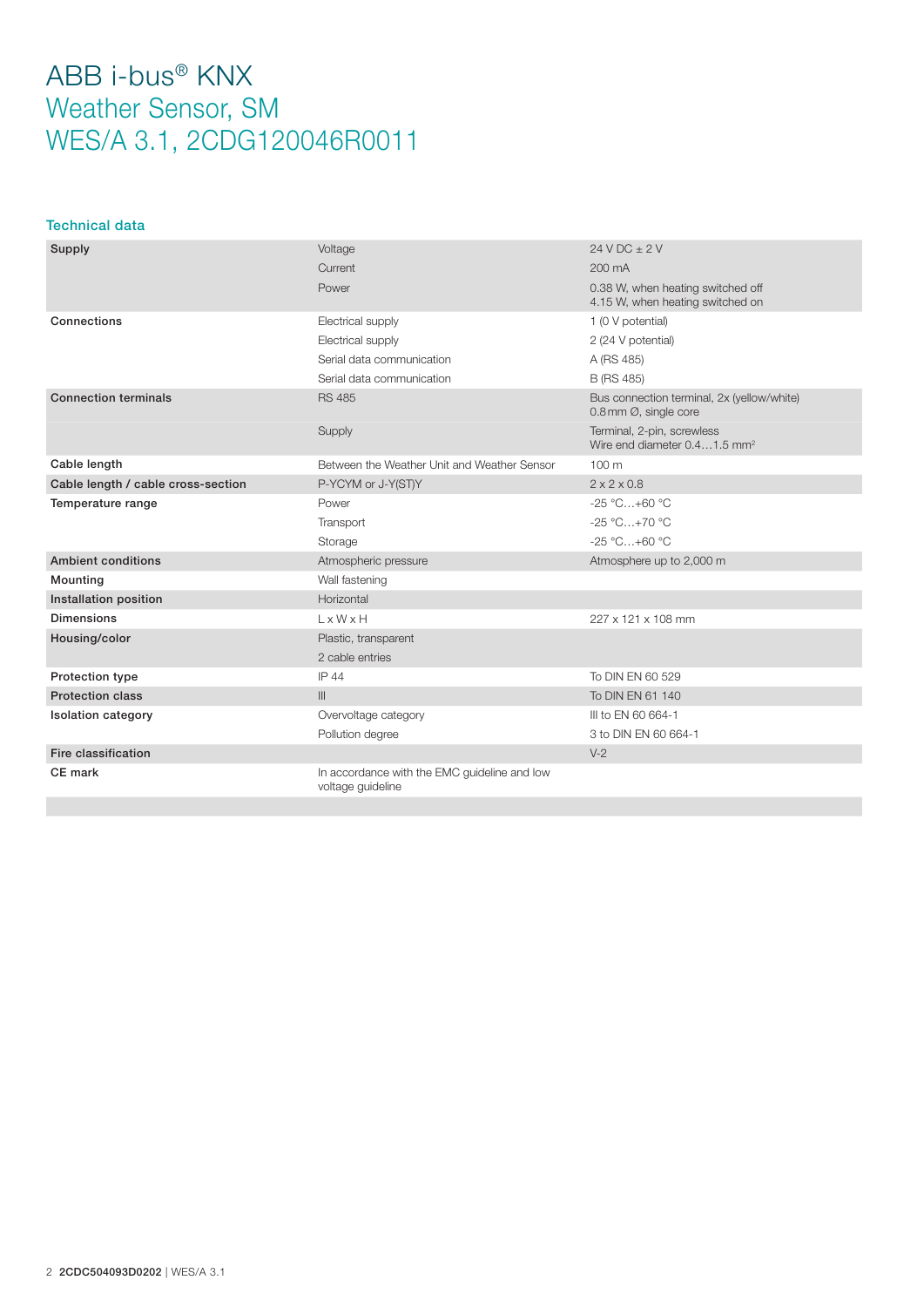# ABB i-bus® KNX
## Weather Sensor, SM
## WES/A 3.1, 2CDG120046R0011

### Technical data

| | | |
|---|---|---|
| **Supply** | Voltage | 24 V DC ± 2 V |
| | Current | 200 mA |
| | Power | 0.38 W, when heating switched off<br>4.15 W, when heating switched on |
| **Connections** | Electrical supply | 1 (0 V potential) |
| | Electrical supply | 2 (24 V potential) |
| | Serial data communication | A (RS 485) |
| | Serial data communication | B (RS 485) |
| **Connection terminals** | RS 485 | Bus connection terminal, 2x (yellow/white)<br>0.8 mm Ø, single core |
| | Supply | Terminal, 2-pin, screwless<br>Wire end diameter 0.4…1.5 mm² |
| **Cable length** | Between the Weather Unit and Weather Sensor | 100 m |
| **Cable length / cable cross-section** | P-YCYM or J-Y(ST)Y | 2 x 2 x 0.8 |
| **Temperature range** | Power | -25 °C…+60 °C |
| | Transport | -25 °C…+70 °C |
| | Storage | -25 °C…+60 °C |
| **Ambient conditions** | Atmospheric pressure | Atmosphere up to 2,000 m |
| **Mounting** | Wall fastening | |
| **Installation position** | Horizontal | |
| **Dimensions** | L x W x H | 227 x 121 x 108 mm |
| **Housing/color** | Plastic, transparent | |
| | 2 cable entries | |
| **Protection type** | IP 44 | To DIN EN 60 529 |
| **Protection class** | III | To DIN EN 61 140 |
| **Isolation category** | Overvoltage category | III to EN 60 664-1 |
| | Pollution degree | 3 to DIN EN 60 664-1 |
| **Fire classification** | | V-2 |
| **CE mark** | In accordance with the EMC guideline and low voltage guideline | |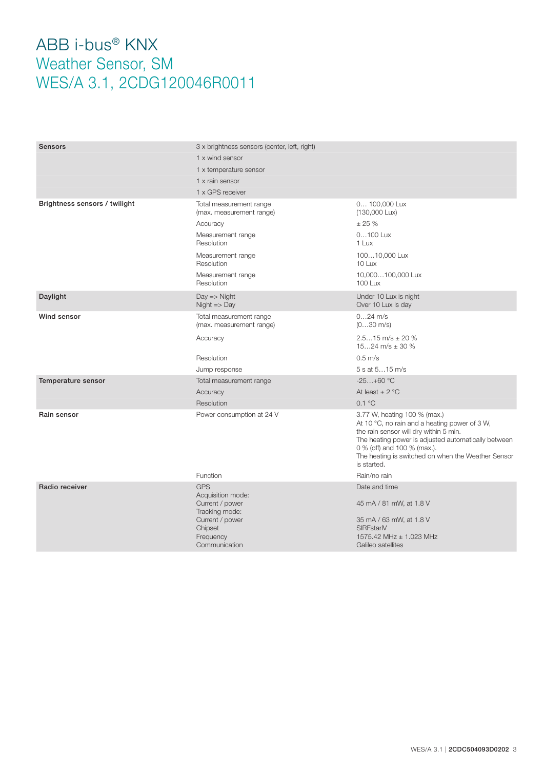# ABB i-bus® KNX
## Weather Sensor, SM
## WES/A 3.1, 2CDG120046R0011

| | | |
|---|---|---|
| **Sensors** | 3 x brightness sensors (center, left, right) | |
| | 1 x wind sensor | |
| | 1 x temperature sensor | |
| | 1 x rain sensor | |
| | 1 x GPS receiver | |
| **Brightness sensors / twilight** | Total measurement range<br>(max. measurement range) | 0… 100,000 Lux<br>(130,000 Lux) |
| | Accuracy | ± 25 % |
| | Measurement range<br>Resolution | 0…100 Lux<br>1 Lux |
| | Measurement range<br>Resolution | 100…10,000 Lux<br>10 Lux |
| | Measurement range<br>Resolution | 10,000…100,000 Lux<br>100 Lux |
| **Daylight** | Day => Night<br>Night => Day | Under 10 Lux is night<br>Over 10 Lux is day |
| **Wind sensor** | Total measurement range<br>(max. measurement range) | 0…24 m/s<br>(0…30 m/s) |
| | Accuracy | 2.5…15 m/s ± 20 %<br>15…24 m/s ± 30 % |
| | Resolution | 0.5 m/s |
| | Jump response | 5 s at 5…15 m/s |
| **Temperature sensor** | Total measurement range | -25…+60 °C |
| | Accuracy | At least ± 2 °C |
| | Resolution | 0.1 °C |
| **Rain sensor** | Power consumption at 24 V | 3.77 W, heating 100 % (max.)<br>At 10 °C, no rain and a heating power of 3 W, the rain sensor will dry within 5 min.<br>The heating power is adjusted automatically between 0 % (off) and 100 % (max.).<br>The heating is switched on when the Weather Sensor is started. |
| | Function | Rain/no rain |
| **Radio receiver** | GPS<br>Acquisition mode:<br>Current / power<br>Tracking mode:<br>Current / power<br>Chipset<br>Frequency<br>Communication | Date and time<br><br>45 mA / 81 mW, at 1.8 V<br><br>35 mA / 63 mW, at 1.8 V<br>SIRFstarIV<br>1575.42 MHz ± 1.023 MHz<br>Galileo satellites |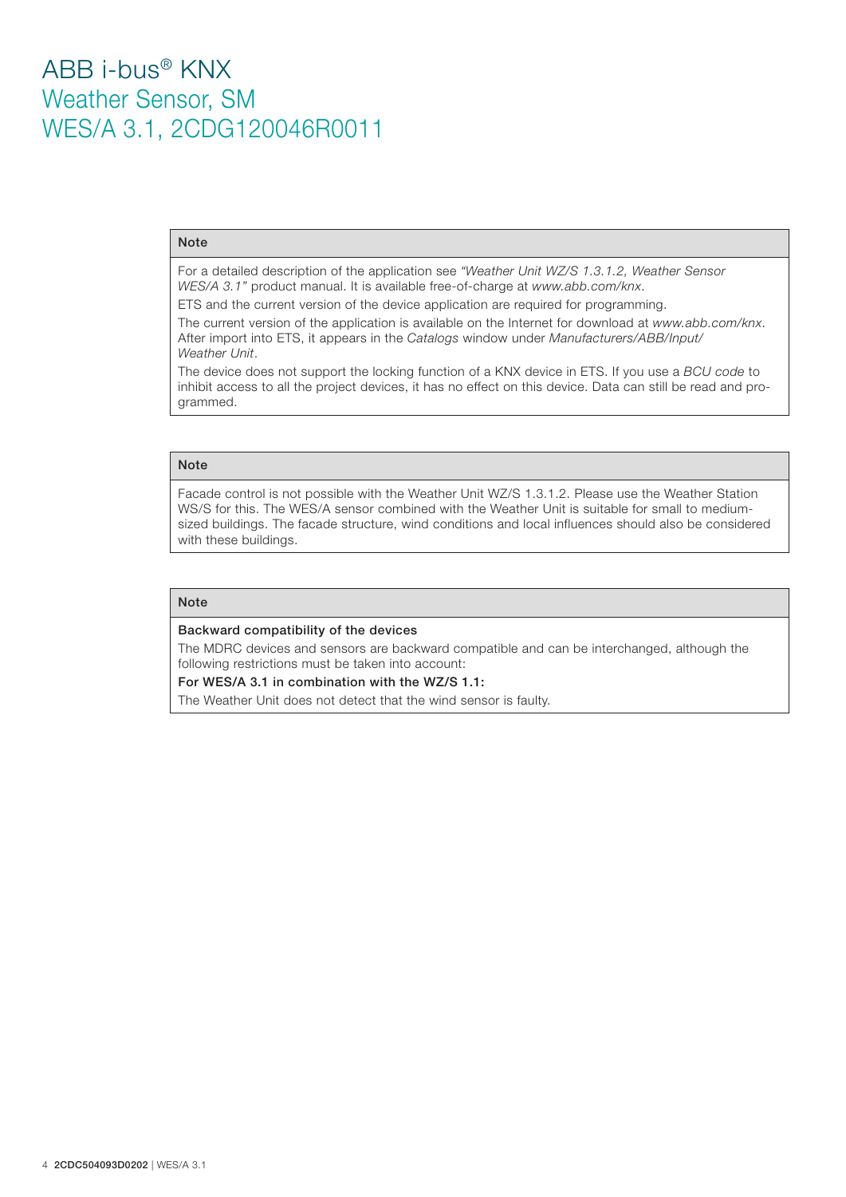# ABB i-bus® KNX
## Weather Sensor, SM
## WES/A 3.1, 2CDG120046R0011

**Note**

For a detailed description of the application see *"Weather Unit WZ/S 1.3.1.2, Weather Sensor WES/A 3.1"* product manual. It is available free-of-charge at *www.abb.com/knx*.

ETS and the current version of the device application are required for programming.

The current version of the application is available on the Internet for download at *www.abb.com/knx*. After import into ETS, it appears in the *Catalogs* window under *Manufacturers/ABB/Input/Weather Unit*.

The device does not support the locking function of a KNX device in ETS. If you use a *BCU code* to inhibit access to all the project devices, it has no effect on this device. Data can still be read and programmed.

**Note**

Facade control is not possible with the Weather Unit WZ/S 1.3.1.2. Please use the Weather Station WS/S for this. The WES/A sensor combined with the Weather Unit is suitable for small to medium-sized buildings. The facade structure, wind conditions and local influences should also be considered with these buildings.

**Note**

**Backward compatibility of the devices**

The MDRC devices and sensors are backward compatible and can be interchanged, although the following restrictions must be taken into account:

**For WES/A 3.1 in combination with the WZ/S 1.1:**

The Weather Unit does not detect that the wind sensor is faulty.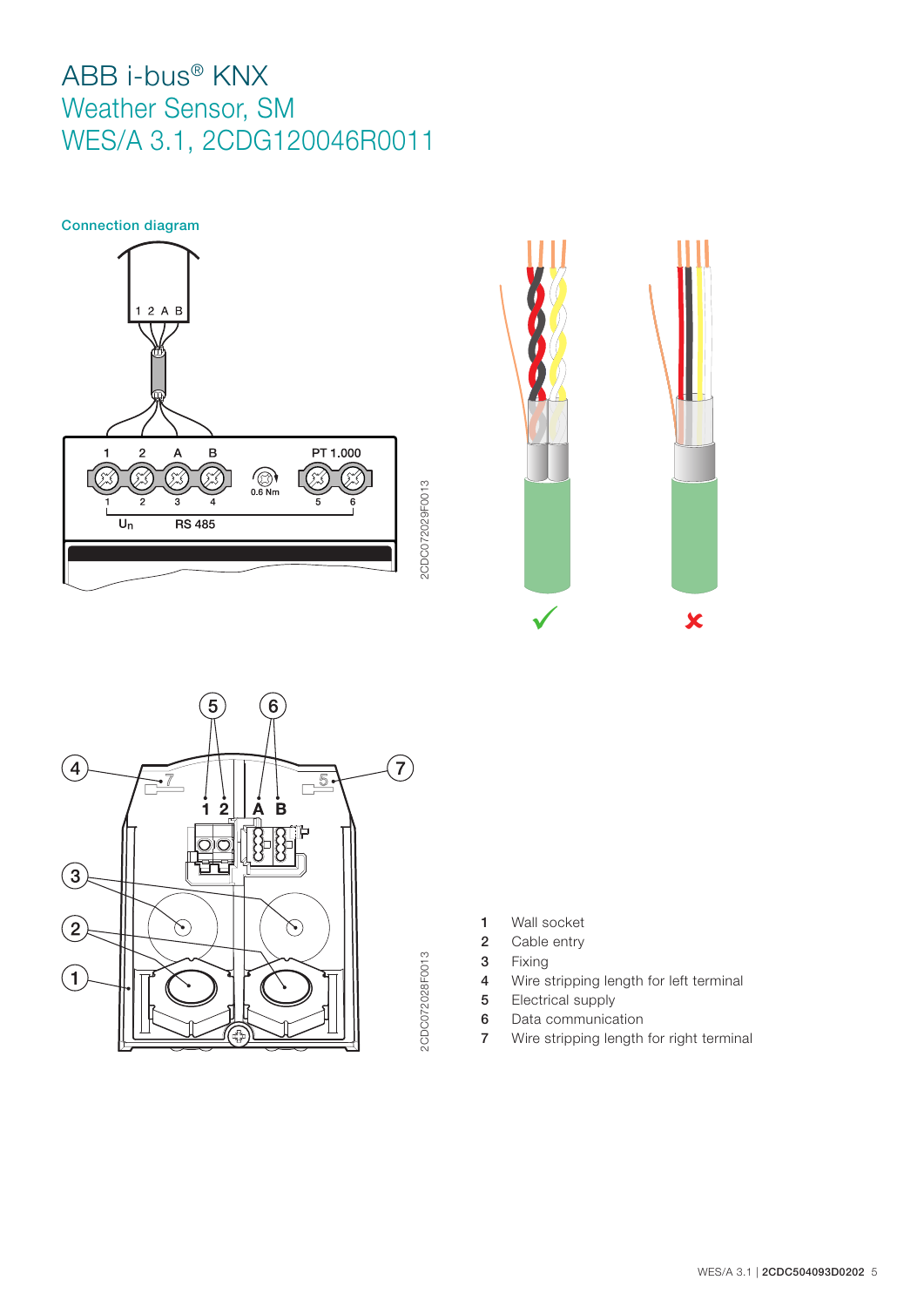# ABB i-bus® KNX

## Weather Sensor, SM

## WES/A 3.1, 2CDG120046R0011

### Connection diagram

1 Wall socket
2 Cable entry
3 Fixing
4 Wire stripping length for left terminal
5 Electrical supply
6 Data communication
7 Wire stripping length for right terminal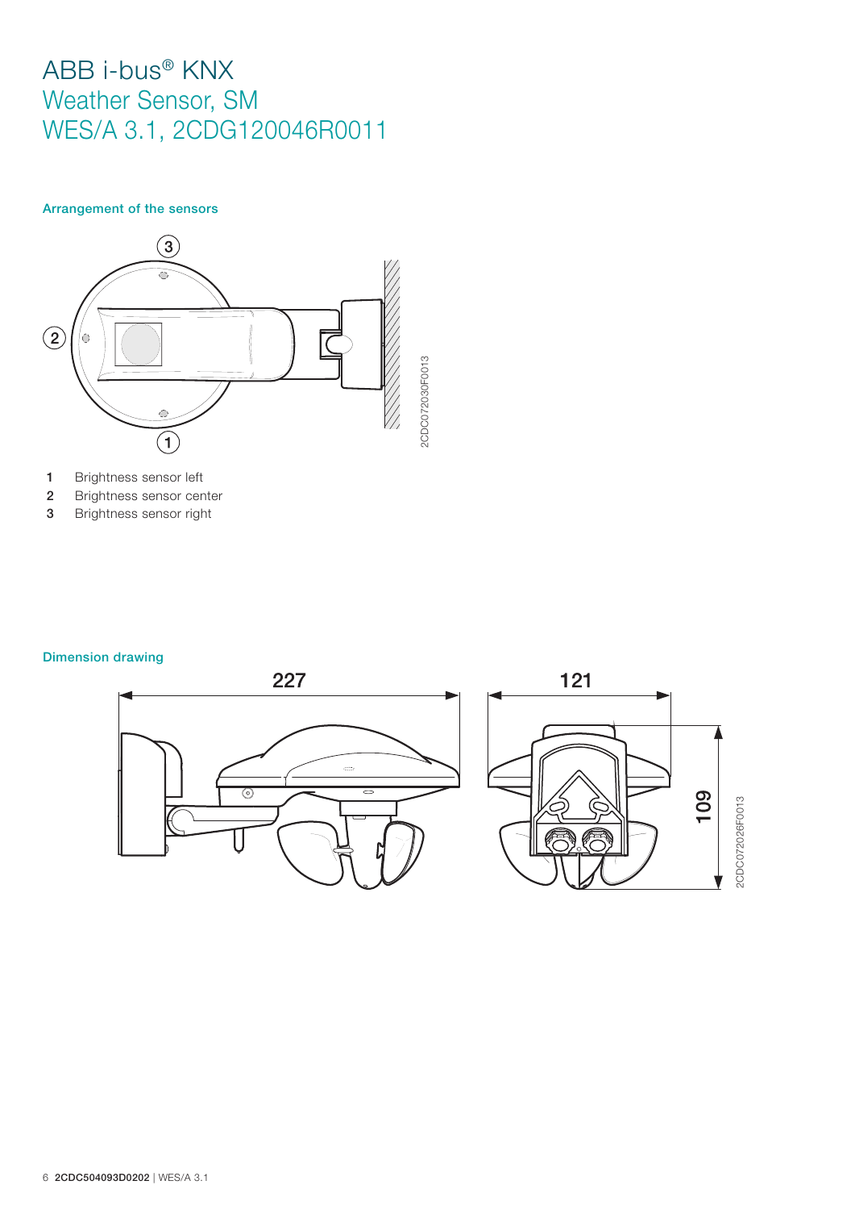# ABB i-bus® KNX
## Weather Sensor, SM
## WES/A 3.1, 2CDG120046R0011

### Arrangement of the sensors

1 Brightness sensor left
2 Brightness sensor center
3 Brightness sensor right

### Dimension drawing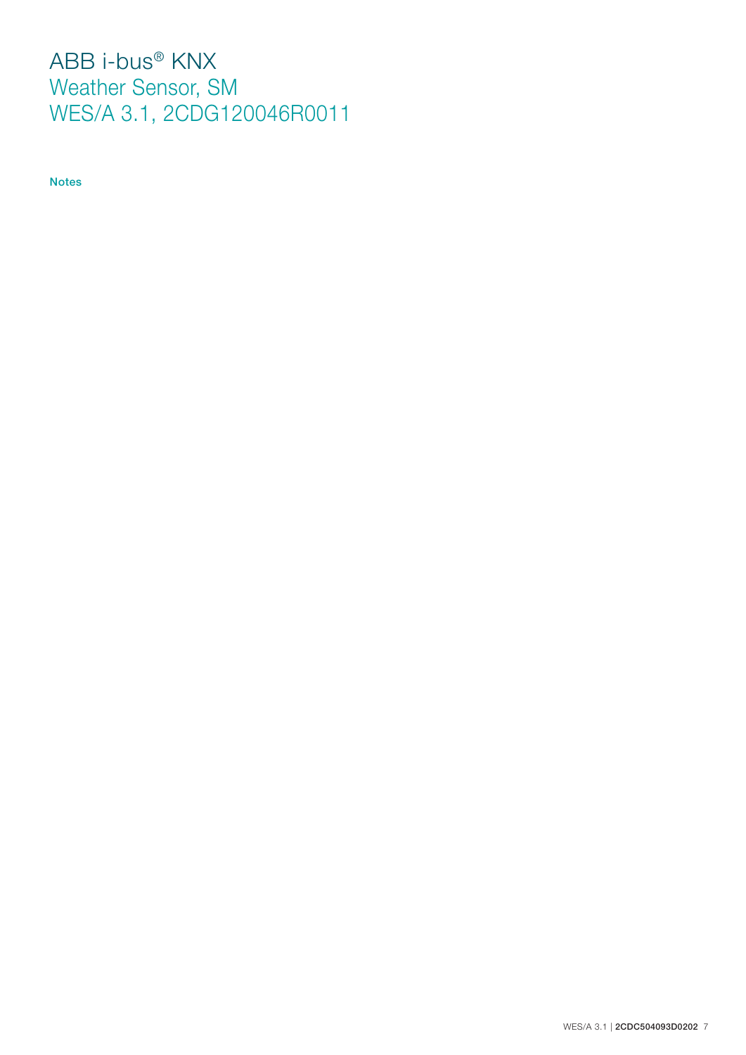# ABB i-bus® KNX
## Weather Sensor, SM
## WES/A 3.1, 2CDG120046R0011

**Notes**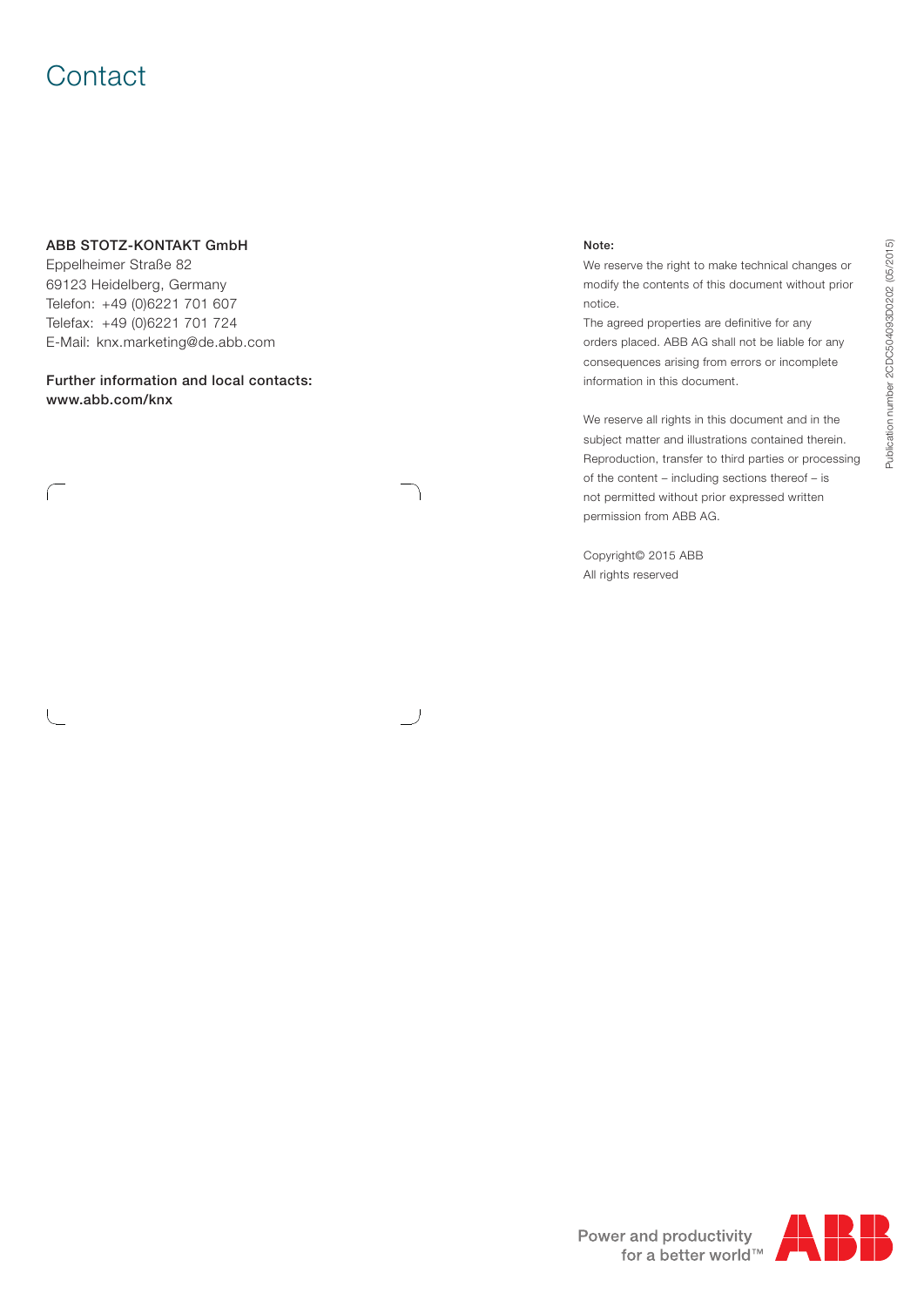# Contact

**ABB STOTZ-KONTAKT GmbH**
Eppelheimer Straße 82
69123 Heidelberg, Germany
Telefon: +49 (0)6221 701 607
Telefax: +49 (0)6221 701 724
E-Mail: knx.marketing@de.abb.com

**Further information and local contacts:**
**www.abb.com/knx**

**Note:**

We reserve the right to make technical changes or modify the contents of this document without prior notice.

The agreed properties are definitive for any orders placed. ABB AG shall not be liable for any consequences arising from errors or incomplete information in this document.

We reserve all rights in this document and in the subject matter and illustrations contained therein. Reproduction, transfer to third parties or processing of the content – including sections thereof – is not permitted without prior expressed written permission from ABB AG.

Copyright© 2015 ABB
All rights reserved

Publication number 2CDC504093D0202 (05/2015)

Power and productivity
for a better world™